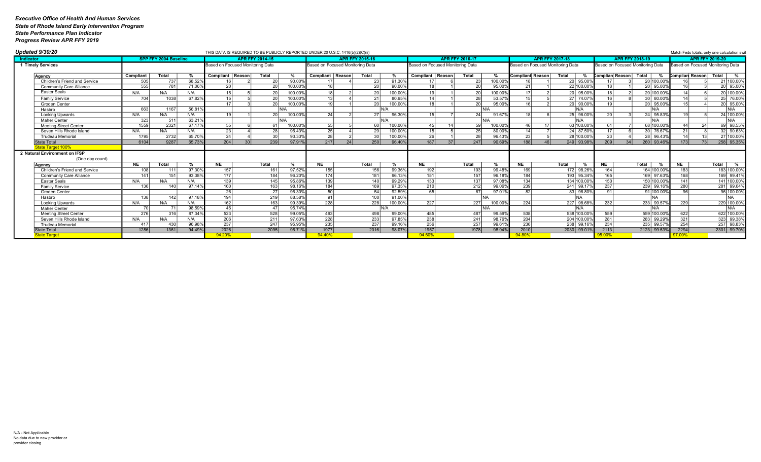***Executive Office of Health And Human Services***
***State of Rhode Island Early Intervention Program***
***State Performance Plan Indicator***
***Progress Review APR FFY 2019***

***Updated 9/30/20***

THIS DATA IS REQUIRED TO BE PUBLICLY REPORTED UNDER 20 U.S.C. 1416(b)(2)(C)(ii)

Match Feds totals, only one calculation swit

| Indicator | SPP FFY 2004 Baseline | | | APR FFY 2014-15 | | | | APR FFY 2015-16 | | | | APR FFY 2016-17 | | | | APR FFY 2017-18 | | | | APR FFY 2018-19 | | | | APR FFY 2019-20 | | | |
|---|---|---|---|---|---|---|---|---|---|---|---|---|---|---|---|---|---|---|---|---|---|---|---|---|---|---|---|
| **1 Timely Services** | | | | Based on Focused Monitoring Data | | | | Based on Focused Monitoring Data | | | | Based on Focused Monitoring Data | | | | Based on Focused Monitoring Data | | | | Based on Focused Monitoring Data | | | | Based on Focused Monitoring Data | | | |
| **Agency** | **Compliant** | **Total** | **%** | **Compliant** | **Reason** | **Total** | **%** | **Compliant** | **Reason** | **Total** | **%** | **Compliant** | **Reason** | **Total** | **%** | **Compliant** | **Reason** | **Total** | **%** | **Complian** | **Reason** | **Total** | **%** | **Complian** | **Reason** | **Total** | **%** |
| Children's Friend and Service | 505 | 737 | 68.52% | 16 | 2 | 20 | 90.00% | 17 | 4 | 23 | 91.30% | 17 | 6 | 23 | 100.00% | 18 | 1 | 20 | 95.00% | 17 | 3 | 20 | 100.00% | 16 | 5 | 21 | 100.00% |
| Community Care Alliance | 555 | 781 | 71.06% | 20 | | 20 | 100.00% | 18 | | 20 | 90.00% | 18 | 1 | 20 | 95.00% | 21 | 1 | 22 | 100.00% | 18 | 1 | 20 | 95.00% | 16 | 3 | 20 | 95.00% |
| Easter Seals | N/A | N/A | N/A | 15 | 5 | 20 | 100.00% | 18 | 2 | 20 | 100.00% | 19 | 1 | 20 | 100.00% | 17 | 2 | 20 | 95.00% | 18 | 2 | 20 | 100.00% | 14 | 6 | 20 | 100.00% |
| Family Service | 704 | 1038 | 67.82% | 15 | 5 | 20 | 100.00% | 13 | 4 | 21 | 80.95% | 14 | 1 | 28 | 53.57% | 15 | 5 | 27 | 74.07% | 16 | 8 | 30 | 80.00% | 14 | 5 | 25 | 76.00% |
| Groden Center | | | | 17 | 3 | 20 | 100.00% | 19 | 1 | 20 | 100.00% | 18 | 1 | 20 | 95.00% | 16 | 2 | 20 | 90.00% | 19 | | 20 | 95.00% | 15 | 4 | 20 | 95.00% |
| Hasbro | 663 | 1167 | 56.81% | | | | N/A | | | | N/A | | | | N/A | | | | N/A | | | | N/A | | | | N/A |
| Looking Upwards | N/A | N/A | N/A | 19 | 1 | 20 | 100.00% | 24 | 2 | 27 | 96.30% | 15 | 7 | 24 | 91.67% | 18 | 6 | 25 | 96.00% | 20 | 3 | 24 | 95.83% | 19 | 5 | 24 | 100.00% |
| Maher Center | 323 | 511 | 63.21% | | | | N/A | | | | N/A | | | | N/A | | | | N/A | | | | N/A | | | | N/A |
| Meeting Street Center | 1559 | 2321 | 67.17% | 55 | 6 | 61 | 100.00% | 55 | 5 | 60 | 100.00% | 45 | 14 | 59 | 100.00% | 46 | 17 | 63 | 100.00% | 61 | 7 | 68 | 100.00% | 44 | 24 | 69 | 98.55% |
| Seven Hills Rhode Island | N/A | N/A | N/A | 23 | 4 | 28 | 96.43% | 25 | 4 | 29 | 100.00% | 15 | 5 | 25 | 80.00% | 14 | 7 | 24 | 87.50% | 17 | 6 | 30 | 76.67% | 21 | 8 | 32 | 90.63% |
| Trudeau Memorial | 1795 | 2732 | 65.70% | 24 | 4 | 30 | 93.33% | 28 | 2 | 30 | 100.00% | 26 | 1 | 28 | 96.43% | 23 | 5 | 28 | 100.00% | 23 | 4 | 28 | 96.43% | 14 | 13 | 27 | 100.00% |
| State Total | 6104 | 9287 | 65.73% | 204 | 30 | 239 | 97.91% | 217 | 24 | 250 | 96.40% | 187 | 37 | 247 | 90.69% | 188 | 46 | 249 | 93.98% | 209 | 34 | 260 | 93.46% | 173 | 73 | 258 | 95.35% |
| State Target 100% | | | | | | | | | | | | | | | | | | | | | | | | | | | |
| **2 Natural Environment on IFSP** (One day count) | | | | | | | | | | | | | | | | | | | | | | | | | | | |
| **Agency** | **NE** | **Total** | **%** | **NE** | | **Total** | **%** | **NE** | | **Total** | **%** | **NE** | | **Total** | **%** | **NE** | | **Total** | **%** | **NE** | | **Total** | **%** | **NE** | | **Total** | **%** |
| Children's Friend and Service | 108 | 111 | 97.30% | 157 | | 161 | 97.52% | 155 | | 156 | 99.36% | 192 | | 193 | 99.48% | 169 | | 172 | 98.26% | 164 | | 164 | 100.00% | 183 | | 183 | 100.00% |
| Community Care Alliance | 141 | 151 | 93.38% | 177 | | 184 | 96.20% | 174 | | 181 | 96.13% | 151 | | 157 | 96.18% | 184 | | 193 | 95.34% | 165 | | 169 | 97.63% | 168 | | 169 | 99.41% |
| Easter Seals | N/A | N/A | N/A | 139 | | 145 | 95.86% | 139 | | 140 | 99.29% | 133 | | 137 | 97.08% | 134 | | 134 | 100.00% | 150 | | 150 | 100.00% | 141 | | 141 | 100.00% |
| Family Service | 136 | 140 | 97.14% | 160 | | 163 | 98.16% | 184 | | 189 | 97.35% | 210 | | 212 | 99.06% | 239 | | 241 | 99.17% | 237 | | 239 | 99.16% | 280 | | 281 | 99.64% |
| Groden Center | | | | 26 | | 27 | 96.30% | 50 | | 54 | 92.59% | 65 | | 67 | 97.01% | 82 | | 83 | 98.80% | 91 | | 91 | 100.00% | 96 | | 96 | 100.00% |
| Hasbro | 138 | 142 | 97.18% | 194 | | 219 | 88.58% | 91 | | 100 | 91.00% | | | | NA | | | | NA | | | | NA | | | | NA |
| Looking Upwards | N/A | N/A | N/A | 162 | | 163 | 99.39% | 228 | | 228 | 100.00% | 227 | | 227 | 100.00% | 224 | | 227 | 98.68% | 232 | | 233 | 99.57% | 229 | | 229 | 100.00% |
| Maher Center | 70 | 71 | 98.59% | 45 | | 47 | 95.74% | | | | N/A | | | | N/A | | | | N/A | | | | N/A | | | | N/A |
| Meeting Street Center | 276 | 316 | 87.34% | 523 | | 528 | 99.05% | 493 | | 498 | 99.00% | 485 | | 487 | 99.59% | 538 | | 538 | 100.00% | 559 | | 559 | 100.00% | 622 | | 622 | 100.00% |
| Seven Hills Rhode Island | N/A | N/A | N/A | 206 | | 211 | 97.63% | 228 | | 233 | 97.85% | 238 | | 241 | 98.76% | 204 | | 204 | 100.00% | 281 | | 283 | 99.29% | 321 | | 323 | 99.38% |
| Trudeau Memorial | 417 | 430 | 96.98% | 237 | | 247 | 95.95% | 235 | | 237 | 99.16% | 256 | | 257 | 99.61% | 236 | | 238 | 99.16% | 234 | | 235 | 99.57% | 254 | | 257 | 98.83% |
| State Total | 1286 | 1361 | 94.49% | 2026 | | 2095 | 96.71% | 1977 | | 2016 | 98.07% | 1957 | | 1978 | 98.94% | 2010 | | 2030 | 99.01% | 2113 | | 2123 | 99.53% | 2294 | | 2301 | 99.70% |
| State Target | | | | 94.20% | | | | 94.40% | | | | 94.60% | | | | 94.80% | | | | 95.00% | | | | 97.00% | | | |

N/A - Not Applicable
No data due to new provider or provider closing.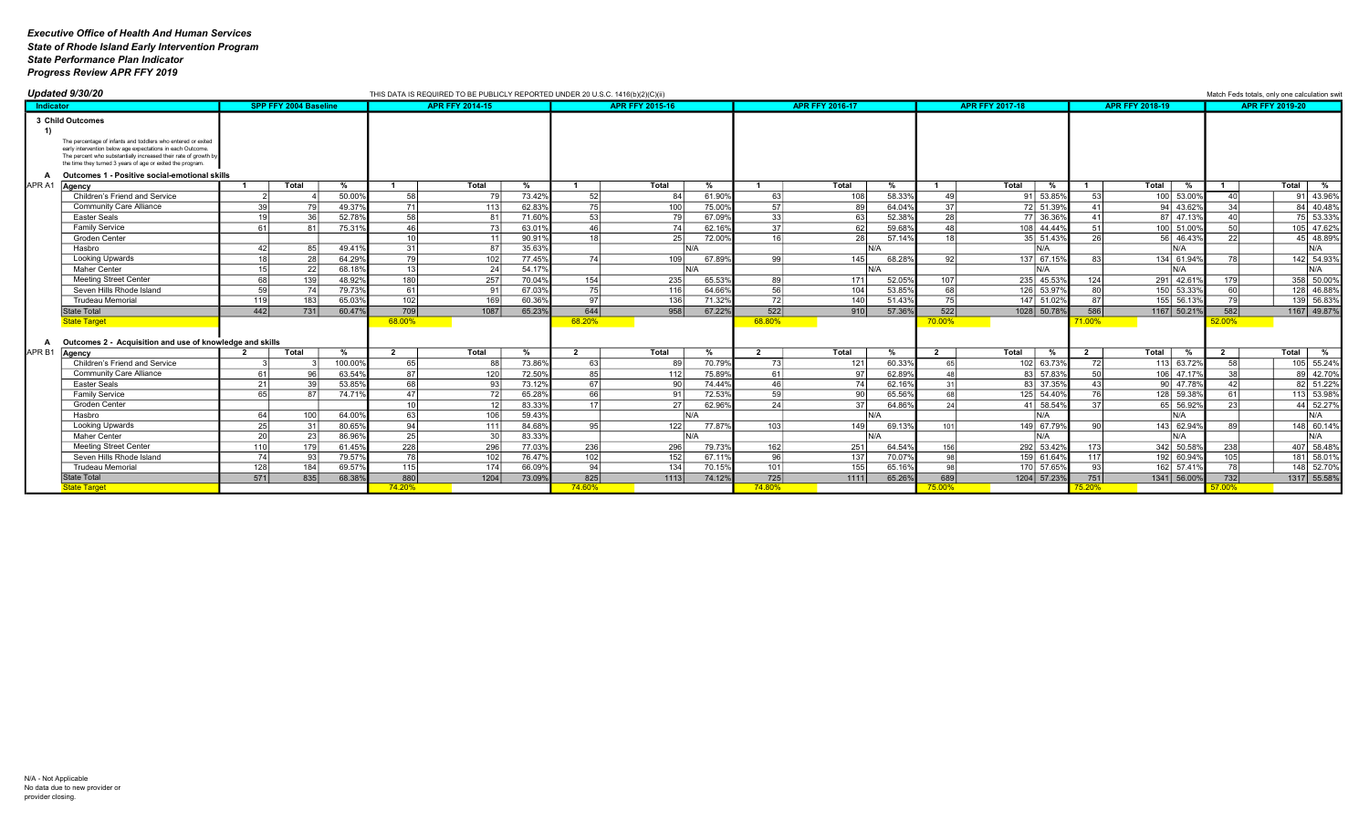*Executive Office of Health And Human Services*
*State of Rhode Island Early Intervention Program*
*State Performance Plan Indicator*
*Progress Review APR FFY 2019*

*Updated 9/30/20*

THIS DATA IS REQUIRED TO BE PUBLICLY REPORTED UNDER 20 U.S.C. 1416(b)(2)(C)(ii)

Match Feds totals, only one calculation swit

| Indicator | | SPP FFY 2004 Baseline | | | APR FFY 2014-15 | | | APR FFY 2015-16 | | | APR FFY 2016-17 | | | APR FFY 2017-18 | | | APR FFY 2018-19 | | | APR FFY 2019-20 | | |
|---|---|---|---|---|---|---|---|---|---|---|---|---|---|---|---|---|---|---|---|---|---|---|
| **3 Child Outcomes** | | | | | | | | | | | | | | | | | | | | | | |
| **1)** The percentage of infants and toddlers who entered or exited early intervention below age expectations in each Outcome. The percent who substantially increased their rate of growth by the time they turned 3 years of age or exited the program. | | | | | | | | | | | | | | | | | | | | | | |
| **A** | **Outcomes 1 - Positive social-emotional skills** | | | | | | | | | | | | | | | | | | | | | |
| APR A1 | **Agency** | **1** | **Total** | **%** | **1** | **Total** | **%** | **1** | **Total** | **%** | **1** | **Total** | **%** | **1** | **Total** | **%** | **1** | **Total** | **%** | **1** | **Total** | **%** |
| | Children's Friend and Service | 2 | 4 | 50.00% | 58 | 79 | 73.42% | 52 | 84 | 61.90% | 63 | 108 | 58.33% | 49 | 91 | 53.85% | 53 | 100 | 53.00% | 40 | 91 | 43.96% |
| | Community Care Alliance | 39 | 79 | 49.37% | 71 | 113 | 62.83% | 75 | 100 | 75.00% | 57 | 89 | 64.04% | 37 | 72 | 51.39% | 41 | 94 | 43.62% | 34 | 84 | 40.48% |
| | Easter Seals | 19 | 36 | 52.78% | 58 | 81 | 71.60% | 53 | 79 | 67.09% | 33 | 63 | 52.38% | 28 | 77 | 36.36% | 41 | 87 | 47.13% | 40 | 75 | 53.33% |
| | Family Service | 61 | 81 | 75.31% | 46 | 73 | 63.01% | 46 | 74 | 62.16% | 37 | 62 | 59.68% | 48 | 108 | 44.44% | 51 | 100 | 51.00% | 50 | 105 | 47.62% |
| | Groden Center | | | | 10 | 11 | 90.91% | 18 | 25 | 72.00% | 16 | 28 | 57.14% | 18 | 35 | 51.43% | 26 | 56 | 46.43% | 22 | 45 | 48.89% |
| | Hasbro | 42 | 85 | 49.41% | 31 | 87 | 35.63% | | | N/A | | | N/A | | | N/A | | | N/A | | | N/A |
| | Looking Upwards | 18 | 28 | 64.29% | 79 | 102 | 77.45% | 74 | 109 | 67.89% | 99 | 145 | 68.28% | 92 | 137 | 67.15% | 83 | 134 | 61.94% | 78 | 142 | 54.93% |
| | Maher Center | 15 | 22 | 68.18% | 13 | 24 | 54.17% | | | N/A | | | N/A | | | N/A | | | N/A | | | N/A |
| | Meeting Street Center | 68 | 139 | 48.92% | 180 | 257 | 70.04% | 154 | 235 | 65.53% | 89 | 171 | 52.05% | 107 | 235 | 45.53% | 124 | 291 | 42.61% | 179 | 358 | 50.00% |
| | Seven Hills Rhode Island | 59 | 74 | 79.73% | 61 | 91 | 67.03% | 75 | 116 | 64.66% | 56 | 104 | 53.85% | 68 | 126 | 53.97% | 80 | 150 | 53.33% | 60 | 128 | 46.88% |
| | Trudeau Memorial | 119 | 183 | 65.03% | 102 | 169 | 60.36% | 97 | 136 | 71.32% | 72 | 140 | 51.43% | 75 | 147 | 51.02% | 87 | 155 | 56.13% | 79 | 139 | 56.83% |
| | State Total | 442 | 731 | 60.47% | 709 | 1087 | 65.23% | 644 | 958 | 67.22% | 522 | 910 | 57.36% | 522 | 1028 | 50.78% | 586 | 1167 | 50.21% | 582 | 1167 | 49.87% |
| | State Target | | | | 68.00% | | | 68.20% | | | 68.80% | | | 70.00% | | | 71.00% | | | 52.00% | | |
| **A** | **Outcomes 2 - Acquisition and use of knowledge and skills** | | | | | | | | | | | | | | | | | | | | | |
| APR B1 | **Agency** | **2** | **Total** | **%** | **2** | **Total** | **%** | **2** | **Total** | **%** | **2** | **Total** | **%** | **2** | **Total** | **%** | **2** | **Total** | **%** | **2** | **Total** | **%** |
| | Children's Friend and Service | 3 | 3 | 100.00% | 65 | 88 | 73.86% | 63 | 89 | 70.79% | 73 | 121 | 60.33% | 65 | 102 | 63.73% | 72 | 113 | 63.72% | 58 | 105 | 55.24% |
| | Community Care Alliance | 61 | 96 | 63.54% | 87 | 120 | 72.50% | 85 | 112 | 75.89% | 61 | 97 | 62.89% | 48 | 83 | 57.83% | 50 | 106 | 47.17% | 38 | 89 | 42.70% |
| | Easter Seals | 21 | 39 | 53.85% | 68 | 93 | 73.12% | 67 | 90 | 74.44% | 46 | 74 | 62.16% | 31 | 83 | 37.35% | 43 | 90 | 47.78% | 42 | 82 | 51.22% |
| | Family Service | 65 | 87 | 74.71% | 47 | 72 | 65.28% | 66 | 91 | 72.53% | 59 | 90 | 65.56% | 68 | 125 | 54.40% | 76 | 128 | 59.38% | 61 | 113 | 53.98% |
| | Groden Center | | | | 10 | 12 | 83.33% | 17 | 27 | 62.96% | 24 | 37 | 64.86% | 24 | 41 | 58.54% | 37 | 65 | 56.92% | 23 | 44 | 52.27% |
| | Hasbro | 64 | 100 | 64.00% | 63 | 106 | 59.43% | | | N/A | | | N/A | | | N/A | | | N/A | | | N/A |
| | Looking Upwards | 25 | 31 | 80.65% | 94 | 111 | 84.68% | 95 | 122 | 77.87% | 103 | 149 | 69.13% | 101 | 149 | 67.79% | 90 | 143 | 62.94% | 89 | 148 | 60.14% |
| | Maher Center | 20 | 23 | 86.96% | 25 | 30 | 83.33% | | | N/A | | | N/A | | | N/A | | | N/A | | | N/A |
| | Meeting Street Center | 110 | 179 | 61.45% | 228 | 296 | 77.03% | 236 | 296 | 79.73% | 162 | 251 | 64.54% | 156 | 292 | 53.42% | 173 | 342 | 50.58% | 238 | 407 | 58.48% |
| | Seven Hills Rhode Island | 74 | 93 | 79.57% | 78 | 102 | 76.47% | 102 | 152 | 67.11% | 96 | 137 | 70.07% | 98 | 159 | 61.64% | 117 | 192 | 60.94% | 105 | 181 | 58.01% |
| | Trudeau Memorial | 128 | 184 | 69.57% | 115 | 174 | 66.09% | 94 | 134 | 70.15% | 101 | 155 | 65.16% | 98 | 170 | 57.65% | 93 | 162 | 57.41% | 78 | 148 | 52.70% |
| | State Total | 571 | 835 | 68.38% | 880 | 1204 | 73.09% | 825 | 1113 | 74.12% | 725 | 1111 | 65.26% | 689 | 1204 | 57.23% | 751 | 1341 | 56.00% | 732 | 1317 | 55.58% |
| | State Target | | | | 74.20% | | | 74.60% | | | 74.80% | | | 75.00% | | | 75.20% | | | 57.00% | | |

N/A - Not Applicable
No data due to new provider or provider closing.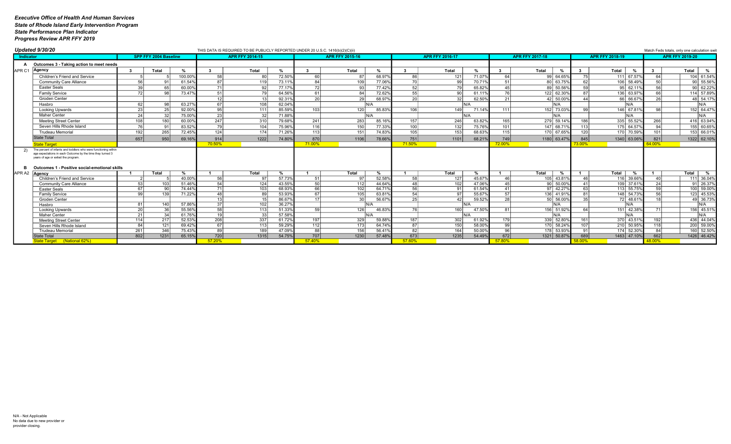*Executive Office of Health And Human Services*
*State of Rhode Island Early Intervention Program*
*State Performance Plan Indicator*
*Progress Review APR FFY 2019*

*Updated 9/30/20*

THIS DATA IS REQUIRED TO BE PUBLICLY REPORTED UNDER 20 U.S.C. 1416(b)(2)(C)(ii)

Match Feds totals, only one calculation swit

| Indicator | | SPP FFY 2004 Baseline | | | APR FFY 2014-15 | | | APR FFY 2015-16 | | | APR FFY 2016-17 | | | APR FFY 2017-18 | | | APR FFY 2018-19 | | | APR FFY 2019-20 | | |
|---|---|---|---|---|---|---|---|---|---|---|---|---|---|---|---|---|---|---|---|---|---|---|---|
| A | Outcomes 3 - Taking action to meet needs | | | | | | | | | | | | | | | | | | | | | | |
| APR C1 | Agency | 3 | Total | % | 3 | Total | % | 3 | Total | % | 3 | Total | % | 3 | Total | % | 3 | Total | % | 3 | Total | % |
| | Children's Friend and Service | 5 | 5 | 100.00% | 58 | 80 | 72.50% | 60 | 87 | 68.97% | 86 | 121 | 71.07% | 64 | 99 | 64.65% | 75 | 111 | 67.57% | 64 | 104 | 61.54% |
| | Community Care Alliance | 56 | 91 | 61.54% | 87 | 119 | 73.11% | 84 | 109 | 77.06% | 70 | 99 | 70.71% | 51 | 80 | 63.75% | 62 | 106 | 58.49% | 50 | 90 | 55.56% |
| | Easter Seals | 39 | 65 | 60.00% | 71 | 92 | 77.17% | 72 | 93 | 77.42% | 52 | 79 | 65.82% | 45 | 89 | 50.56% | 59 | 95 | 62.11% | 56 | 90 | 62.22% |
| | Family Service | 72 | 98 | 73.47% | 51 | 79 | 64.56% | 61 | 84 | 72.62% | 55 | 90 | 61.11% | 76 | 122 | 62.30% | 87 | 136 | 63.97% | 66 | 114 | 57.89% |
| | Groden Center | | | | 12 | 13 | 92.31% | 20 | 29 | 68.97% | 20 | 32 | 62.50% | 21 | 42 | 50.00% | 44 | 66 | 66.67% | 26 | 48 | 54.17% |
| | Hasbro | 62 | 98 | 63.27% | 67 | 108 | 62.04% | | | N/A | | | N/A | | | N/A | | | N/A | | | N/A |
| | Looking Upwards | 23 | 25 | 92.00% | 95 | 111 | 85.59% | 103 | 120 | 85.83% | 106 | 149 | 71.14% | 111 | 152 | 73.03% | 99 | 146 | 67.81% | 98 | 152 | 64.47% |
| | Maher Center | 24 | 32 | 75.00% | 23 | 32 | 71.88% | | | N/A | | | N/A | | | N/A | | | N/A | | | N/A |
| | Meeting Street Center | 108 | 180 | 60.00% | 247 | 310 | 79.68% | 241 | 283 | 85.16% | 157 | 246 | 63.82% | 165 | 279 | 59.14% | 186 | 335 | 55.52% | 266 | 416 | 63.94% |
| | Seven Hills Rhode Island | 76 | 91 | 83.52% | 79 | 104 | 75.96% | 116 | 150 | 77.33% | 100 | 132 | 75.76% | 101 | 147 | 68.71% | 113 | 175 | 64.57% | 94 | 155 | 60.65% |
| | Trudeau Memorial | 192 | 265 | 72.45% | 124 | 174 | 71.26% | 113 | 151 | 74.83% | 105 | 153 | 68.63% | 115 | 170 | 67.65% | 120 | 170 | 70.59% | 101 | 153 | 66.01% |
| | State Total | 657 | 950 | 69.16% | 914 | 1222 | 74.80% | 870 | 1106 | 78.66% | 751 | 1101 | 68.21% | 749 | 1180 | 63.47% | 845 | 1340 | 63.06% | 821 | 1322 | 62.10% |
| | State Target | | | | 70.50% | | | 71.00% | | | 71.50% | | | 72.00% | | | 73.00% | | | 64.00% | | |
| 2) | The percent of infants and toddlers who were functioning within age expectations in each Outcome by the time they turned 3 years of age or exited the program. | | | | | | | | | | | | | | | | | | | | | | |
| B | Outcomes 1 - Positive social-emotional skills | | | | | | | | | | | | | | | | | | | | | | |
| APR A2 | Agency | 1 | Total | % | 1 | Total | % | 1 | Total | % | 1 | Total | % | 1 | Total | % | 1 | Total | % | 1 | Total | % |
| | Children's Friend and Service | 2 | 5 | 40.00% | 56 | 97 | 57.73% | 51 | 97 | 52.58% | 58 | 127 | 45.67% | 46 | 105 | 43.81% | 46 | 116 | 39.66% | 40 | 111 | 36.04% |
| | Community Care Alliance | 53 | 103 | 51.46% | 54 | 124 | 43.55% | 50 | 112 | 44.64% | 48 | 102 | 47.06% | 45 | 90 | 50.00% | 41 | 109 | 37.61% | 24 | 91 | 26.37% |
| | Easter Seals | 67 | 90 | 74.44% | 71 | 103 | 68.93% | 66 | 102 | 64.71% | 56 | 91 | 61.54% | 41 | 97 | 42.27% | 63 | 113 | 55.75% | 59 | 100 | 59.00% |
| | Family Service | 99 | 139 | 71.22% | 48 | 89 | 53.93% | 67 | 105 | 63.81% | 54 | 97 | 55.67% | 57 | 136 | 41.91% | 81 | 148 | 54.73% | 56 | 123 | 45.53% |
| | Groden Center | | | | 13 | 15 | 86.67% | 17 | 30 | 56.67% | 25 | 42 | 59.52% | 28 | 50 | 56.00% | 35 | 72 | 48.61% | 18 | 49 | 36.73% |
| | Hasbro | 81 | 140 | 57.86% | 37 | 102 | 36.27% | | | N/A | | | N/A | | | N/A | | | N/A | | | N/A |
| | Looking Upwards | 20 | 36 | 55.56% | 58 | 113 | 51.33% | 59 | 126 | 46.83% | 76 | 160 | 47.50% | 81 | 156 | 51.92% | 64 | 151 | 42.38% | 71 | 156 | 45.51% |
| | Maher Center | 21 | 34 | 61.76% | 19 | 33 | 57.58% | | | N/A | | | N/A | | | N/A | | | N/A | | | N/A |
| | Meeting Street Center | 114 | 217 | 52.53% | 208 | 337 | 61.72% | 197 | 329 | 59.88% | 187 | 302 | 61.92% | 179 | 339 | 52.80% | 161 | 370 | 43.51% | 192 | 436 | 44.04% |
| | Seven Hills Rhode Island | 84 | 121 | 69.42% | 67 | 113 | 59.29% | 112 | 173 | 64.74% | 87 | 150 | 58.00% | 99 | 170 | 58.24% | 107 | 210 | 50.95% | 118 | 200 | 59.00% |
| | Trudeau Memorial | 261 | 346 | 75.43% | 89 | 189 | 47.09% | 88 | 156 | 56.41% | 82 | 164 | 50.00% | 96 | 178 | 53.93% | 91 | 174 | 52.30% | 84 | 160 | 52.50% |
| | State Total | 802 | 1231 | 65.15% | 720 | 1315 | 54.75% | 707 | 1230 | 57.48% | 673 | 1235 | 54.49% | 672 | 1321 | 50.87% | 689 | 1463 | 47.10% | 662 | 1426 | 46.42% |
| | State Target (National 62%) | | | | 57.20% | | | 57.40% | | | 57.60% | | | 57.80% | | | 58.00% | | | 48.00% | | |

N/A - Not Applicable
No data due to new provider or provider closing.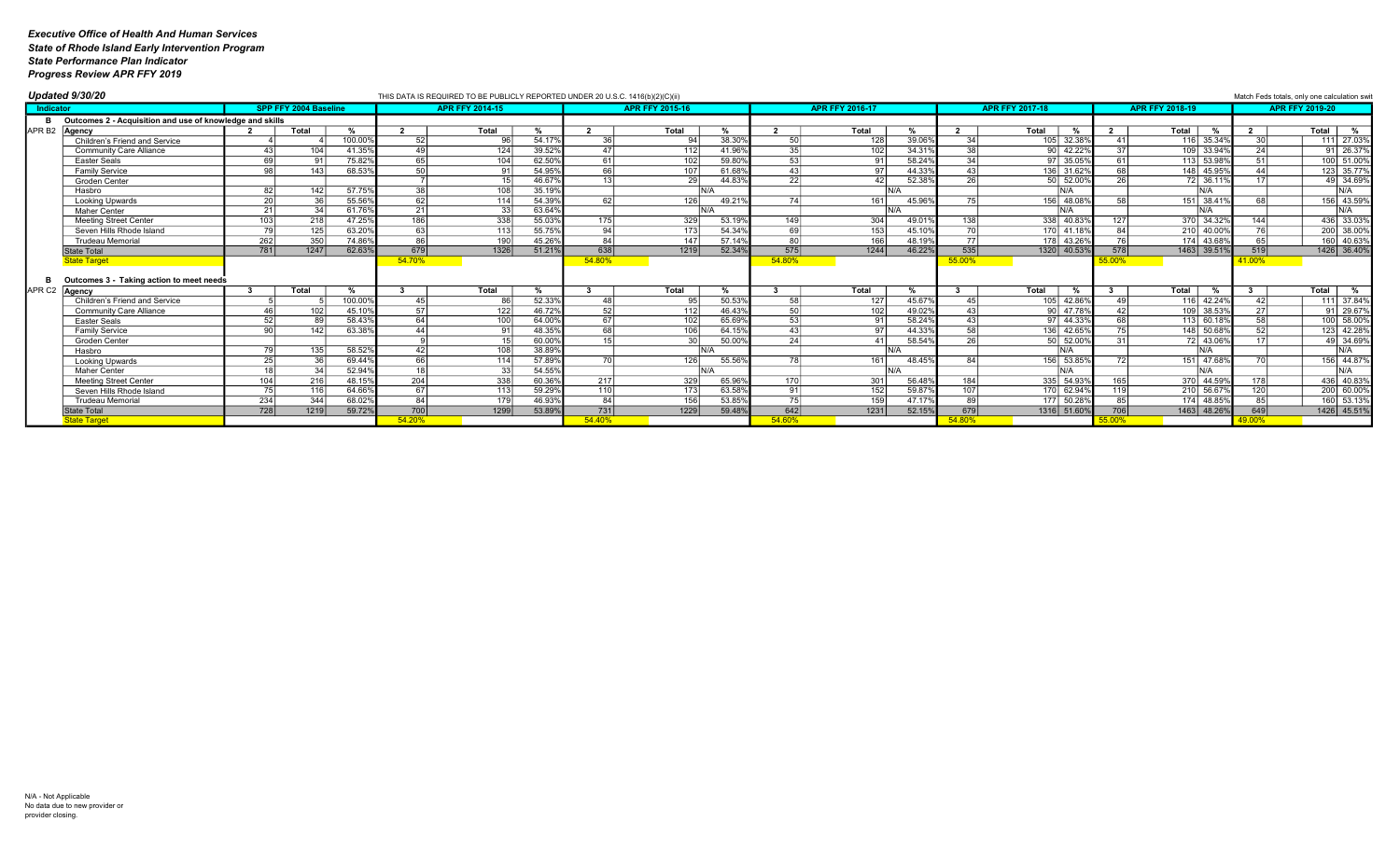*Executive Office of Health And Human Services*
*State of Rhode Island Early Intervention Program*
*State Performance Plan Indicator*
*Progress Review APR FFY 2019*

*Updated 9/30/20*

THIS DATA IS REQUIRED TO BE PUBLICLY REPORTED UNDER 20 U.S.C. 1416(b)(2)(C)(ii)

Match Feds totals, only one calculation swit

| Indicator | | SPP FFY 2004 Baseline | | | APR FFY 2014-15 | | | APR FFY 2015-16 | | | APR FFY 2016-17 | | | APR FFY 2017-18 | | | APR FFY 2018-19 | | | APR FFY 2019-20 | | |
|---|---|---|---|---|---|---|---|---|---|---|---|---|---|---|---|---|---|---|---|---|---|---|---|
| B | Outcomes 2 - Acquisition and use of knowledge and skills | | | | | | | | | | | | | | | | | | | | | | |
| APR B2 | Agency | 2 | Total | % | 2 | Total | % | 2 | Total | % | 2 | Total | % | 2 | Total | % | 2 | Total | % | 2 | Total | % |
| | Children's Friend and Service | 4 | 4 | 100.00% | 52 | 96 | 54.17% | 36 | 94 | 38.30% | 50 | 128 | 39.06% | 34 | 105 | 32.38% | 41 | 116 | 35.34% | 30 | 111 | 27.03% |
| | Community Care Alliance | 43 | 104 | 41.35% | 49 | 124 | 39.52% | 47 | 112 | 41.96% | 35 | 102 | 34.31% | 38 | 90 | 42.22% | 37 | 109 | 33.94% | 24 | 91 | 26.37% |
| | Easter Seals | 69 | 91 | 75.82% | 65 | 104 | 62.50% | 61 | 102 | 59.80% | 53 | 91 | 58.24% | 34 | 97 | 35.05% | 61 | 113 | 53.98% | 51 | 100 | 51.00% |
| | Family Service | 98 | 143 | 68.53% | 50 | 91 | 54.95% | 66 | 107 | 61.68% | 43 | 97 | 44.33% | 43 | 136 | 31.62% | 68 | 148 | 45.95% | 44 | 123 | 35.77% |
| | Groden Center | | | | 7 | 15 | 46.67% | 13 | 29 | 44.83% | 22 | 42 | 52.38% | 26 | 50 | 52.00% | 26 | 72 | 36.11% | 17 | 49 | 34.69% |
| | Hasbro | 82 | 142 | 57.75% | 38 | 108 | 35.19% | | | N/A | | | N/A | | | N/A | | | N/A | | | N/A |
| | Looking Upwards | 20 | 36 | 55.56% | 62 | 114 | 54.39% | 62 | 126 | 49.21% | 74 | 161 | 45.96% | 75 | 156 | 48.08% | 58 | 151 | 38.41% | 68 | 156 | 43.59% |
| | Maher Center | 21 | 34 | 61.76% | 21 | 33 | 63.64% | | | N/A | | | N/A | | | N/A | | | N/A | | | N/A |
| | Meeting Street Center | 103 | 218 | 47.25% | 186 | 338 | 55.03% | 175 | 329 | 53.19% | 149 | 304 | 49.01% | 138 | 338 | 40.83% | 127 | 370 | 34.32% | 144 | 436 | 33.03% |
| | Seven Hills Rhode Island | 79 | 125 | 63.20% | 63 | 113 | 55.75% | 94 | 173 | 54.34% | 69 | 153 | 45.10% | 70 | 170 | 41.18% | 84 | 210 | 40.00% | 76 | 200 | 38.00% |
| | Trudeau Memorial | 262 | 350 | 74.86% | 86 | 190 | 45.26% | 84 | 147 | 57.14% | 80 | 166 | 48.19% | 77 | 178 | 43.26% | 76 | 174 | 43.68% | 65 | 160 | 40.63% |
| | State Total | 781 | 1247 | 62.63% | 679 | 1326 | 51.21% | 638 | 1219 | 52.34% | 575 | 1244 | 46.22% | 535 | 1320 | 40.53% | 578 | 1463 | 39.51% | 519 | 1426 | 36.40% |
| | State Target | | | | 54.70% | | | 54.80% | | | 54.80% | | | 55.00% | | | 55.00% | | | 41.00% | | |
| B | Outcomes 3 - Taking action to meet needs | | | | | | | | | | | | | | | | | | | | | | |
| APR C2 | Agency | 3 | Total | % | 3 | Total | % | 3 | Total | % | 3 | Total | % | 3 | Total | % | 3 | Total | % | 3 | Total | % |
| | Children's Friend and Service | 5 | 5 | 100.00% | 45 | 86 | 52.33% | 48 | 95 | 50.53% | 58 | 127 | 45.67% | 45 | 105 | 42.86% | 49 | 116 | 42.24% | 42 | 111 | 37.84% |
| | Community Care Alliance | 46 | 102 | 45.10% | 57 | 122 | 46.72% | 52 | 112 | 46.43% | 50 | 102 | 49.02% | 43 | 90 | 47.78% | 42 | 109 | 38.53% | 27 | 91 | 29.67% |
| | Easter Seals | 52 | 89 | 58.43% | 64 | 100 | 64.00% | 67 | 102 | 65.69% | 53 | 91 | 58.24% | 43 | 97 | 44.33% | 68 | 113 | 60.18% | 58 | 100 | 58.00% |
| | Family Service | 90 | 142 | 63.38% | 44 | 91 | 48.35% | 68 | 106 | 64.15% | 43 | 97 | 44.33% | 58 | 136 | 42.65% | 75 | 148 | 50.68% | 52 | 123 | 42.28% |
| | Groden Center | | | | 9 | 15 | 60.00% | 15 | 30 | 50.00% | 24 | 41 | 58.54% | 26 | 50 | 52.00% | 31 | 72 | 43.06% | 17 | 49 | 34.69% |
| | Hasbro | 79 | 135 | 58.52% | 42 | 108 | 38.89% | | | N/A | | | N/A | | | N/A | | | N/A | | | N/A |
| | Looking Upwards | 25 | 36 | 69.44% | 66 | 114 | 57.89% | 70 | 126 | 55.56% | 78 | 161 | 48.45% | 84 | 156 | 53.85% | 72 | 151 | 47.68% | 70 | 156 | 44.87% |
| | Maher Center | 18 | 34 | 52.94% | 18 | 33 | 54.55% | | | N/A | | | N/A | | | N/A | | | N/A | | | N/A |
| | Meeting Street Center | 104 | 216 | 48.15% | 204 | 338 | 60.36% | 217 | 329 | 65.96% | 170 | 301 | 56.48% | 184 | 335 | 54.93% | 165 | 370 | 44.59% | 178 | 436 | 40.83% |
| | Seven Hills Rhode Island | 75 | 116 | 64.66% | 67 | 113 | 59.29% | 110 | 173 | 63.58% | 91 | 152 | 59.87% | 107 | 170 | 62.94% | 119 | 210 | 56.67% | 120 | 200 | 60.00% |
| | Trudeau Memorial | 234 | 344 | 68.02% | 84 | 179 | 46.93% | 84 | 156 | 53.85% | 75 | 159 | 47.17% | 89 | 177 | 50.28% | 85 | 174 | 48.85% | 85 | 160 | 53.13% |
| | State Total | 728 | 1219 | 59.72% | 700 | 1299 | 53.89% | 731 | 1229 | 59.48% | 642 | 1231 | 52.15% | 679 | 1316 | 51.60% | 706 | 1463 | 48.26% | 649 | 1426 | 45.51% |
| | State Target | | | | 54.20% | | | 54.40% | | | 54.60% | | | 54.80% | | | 55.00% | | | 49.00% | | |

N/A - Not Applicable
No data due to new provider or
provider closing.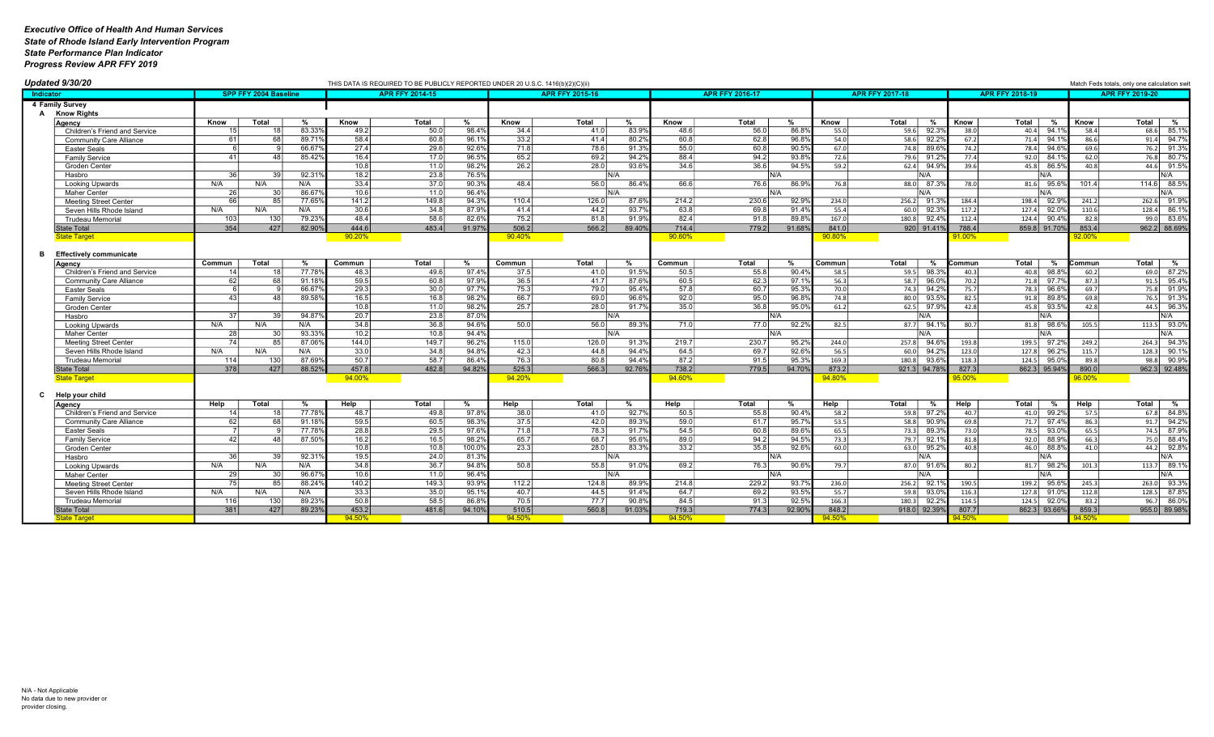*Executive Office of Health And Human Services*
*State of Rhode Island Early Intervention Program*
*State Performance Plan Indicator*
*Progress Review APR FFY 2019*

*Updated 9/30/20*

THIS DATA IS REQUIRED TO BE PUBLICLY REPORTED UNDER 20 U.S.C. 1416(b)(2)(C)(ii)

Match Feds totals, only one calculation swit

| Indicator | SPP FFY 2004 Baseline | | | APR FFY 2014-15 | | | APR FFY 2015-16 | | | APR FFY 2016-17 | | | APR FFY 2017-18 | | | APR FFY 2018-19 | | | APR FFY 2019-20 | | |
|---|---|---|---|---|---|---|---|---|---|---|---|---|---|---|---|---|---|---|---|---|---|
| **4 Family Survey** | | | | | | | | | | | | | | | | | | | | | |
| **A Know Rights** | | | | | | | | | | | | | | | | | | | | | |
| Agency | Know | Total | % | Know | Total | % | Know | Total | % | Know | Total | % | Know | Total | % | Know | Total | % | Know | Total | % |
| Children's Friend and Service | 15 | 18 | 83.33% | 49.2 | 50.0 | 98.4% | 34.4 | 41.0 | 83.9% | 48.6 | 56.0 | 86.8% | 55.0 | 59.6 | 92.3% | 38.0 | 40.4 | 94.1% | 58.4 | 68.6 | 85.1% |
| Community Care Alliance | 61 | 68 | 89.71% | 58.4 | 60.8 | 96.1% | 33.2 | 41.4 | 80.2% | 60.8 | 62.8 | 96.8% | 54.0 | 58.6 | 92.2% | 67.2 | 71.4 | 94.1% | 86.6 | 91.4 | 94.7% |
| Easter Seals | 6 | 9 | 66.67% | 27.4 | 29.6 | 92.6% | 71.8 | 78.6 | 91.3% | 55.0 | 60.8 | 90.5% | 67.0 | 74.8 | 89.6% | 74.2 | 78.4 | 94.6% | 69.6 | 76.2 | 91.3% |
| Family Service | 41 | 48 | 85.42% | 16.4 | 17.0 | 96.5% | 65.2 | 69.2 | 94.2% | 88.4 | 94.2 | 93.8% | 72.6 | 79.6 | 91.2% | 77.4 | 92.0 | 84.1% | 62.0 | 76.8 | 80.7% |
| Groden Center | | | | 10.8 | 11.0 | 98.2% | 26.2 | 28.0 | 93.6% | 34.6 | 36.6 | 94.5% | 59.2 | 62.4 | 94.9% | 39.6 | 45.8 | 86.5% | 40.8 | 44.6 | 91.5% |
| Hasbro | 36 | 39 | 92.31% | 18.2 | 23.8 | 76.5% | | | N/A | | | N/A | | | N/A | | | N/A | | | N/A |
| Looking Upwards | N/A | N/A | N/A | 33.4 | 37.0 | 90.3% | 48.4 | 56.0 | 86.4% | 66.6 | 76.6 | 86.9% | 76.8 | 88.0 | 87.3% | 78.0 | 81.6 | 95.6% | 101.4 | 114.6 | 88.5% |
| Maher Center | 26 | 30 | 86.67% | 10.6 | 11.0 | 96.4% | | | N/A | | | N/A | | | N/A | | | N/A | | | N/A |
| Meeting Street Center | 66 | 85 | 77.65% | 141.2 | 149.8 | 94.3% | 110.4 | 126.0 | 87.6% | 214.2 | 230.6 | 92.9% | 234.0 | 256.2 | 91.3% | 184.4 | 198.4 | 92.9% | 241.2 | 262.6 | 91.9% |
| Seven Hills Rhode Island | N/A | N/A | N/A | 30.6 | 34.8 | 87.9% | 41.4 | 44.2 | 93.7% | 63.8 | 69.8 | 91.4% | 55.4 | 60.0 | 92.3% | 117.2 | 127.4 | 92.0% | 110.6 | 128.4 | 86.1% |
| Trudeau Memorial | 103 | 130 | 79.23% | 48.4 | 58.6 | 82.6% | 75.2 | 81.8 | 91.9% | 82.4 | 91.8 | 89.8% | 167.0 | 180.8 | 92.4% | 112.4 | 124.4 | 90.4% | 82.8 | 99.0 | 83.6% |
| State Total | 354 | 427 | 82.90% | 444.6 | 483.4 | 91.97% | 506.2 | 566.2 | 89.40% | 714.4 | 779.2 | 91.68% | 841.0 | 920 | 91.41% | 788.4 | 859.8 | 91.70% | 853.4 | 962.2 | 88.69% |
| State Target | | | | 90.20% | | | 90.40% | | | 90.60% | | | 90.80% | | | 91.00% | | | 92.00% | | |
| | | | | | | | | | | | | | | | | | | | | | |
| **B Effectively communicate** | | | | | | | | | | | | | | | | | | | | | |
| Agency | Commun | Total | % | Commun | Total | % | Commun | Total | % | Commun | Total | % | Commun | Total | % | Commun | Total | % | Commun | Total | % |
| Children's Friend and Service | 14 | 18 | 77.78% | 48.3 | 49.6 | 97.4% | 37.5 | 41.0 | 91.5% | 50.5 | 55.8 | 90.4% | 58.5 | 59.5 | 98.3% | 40.3 | 40.8 | 98.8% | 60.2 | 69.0 | 87.2% |
| Community Care Alliance | 62 | 68 | 91.18% | 59.5 | 60.8 | 97.9% | 36.5 | 41.7 | 87.6% | 60.5 | 62.3 | 97.1% | 56.3 | 58.7 | 96.0% | 70.2 | 71.8 | 97.7% | 87.3 | 91.5 | 95.4% |
| Easter Seals | 6 | 9 | 66.67% | 29.3 | 30.0 | 97.7% | 75.3 | 79.0 | 95.4% | 57.8 | 60.7 | 95.3% | 70.0 | 74.3 | 94.2% | 75.7 | 78.3 | 96.6% | 69.7 | 75.8 | 91.9% |
| Family Service | 43 | 48 | 89.58% | 16.5 | 16.8 | 98.2% | 66.7 | 69.0 | 96.6% | 92.0 | 95.0 | 96.8% | 74.8 | 80.0 | 93.5% | 82.5 | 91.8 | 89.8% | 69.8 | 76.5 | 91.3% |
| Groden Center | | | | 10.8 | 11.0 | 98.2% | 25.7 | 28.0 | 91.7% | 35.0 | 36.8 | 95.0% | 61.2 | 62.5 | 97.9% | 42.8 | 45.8 | 93.5% | 42.8 | 44.5 | 96.3% |
| Hasbro | 37 | 39 | 94.87% | 20.7 | 23.8 | 87.0% | | | N/A | | | N/A | | | N/A | | | N/A | | | N/A |
| Looking Upwards | N/A | N/A | N/A | 34.8 | 36.8 | 94.6% | 50.0 | 56.0 | 89.3% | 71.0 | 77.0 | 92.2% | 82.5 | 87.7 | 94.1% | 80.7 | 81.8 | 98.6% | 105.5 | 113.5 | 93.0% |
| Maher Center | 28 | 30 | 93.33% | 10.2 | 10.8 | 94.4% | | | N/A | | | N/A | | | N/A | | | N/A | | | N/A |
| Meeting Street Center | 74 | 85 | 87.06% | 144.0 | 149.7 | 96.2% | 115.0 | 126.0 | 91.3% | 219.7 | 230.7 | 95.2% | 244.0 | 257.8 | 94.6% | 193.8 | 199.5 | 97.2% | 249.2 | 264.3 | 94.3% |
| Seven Hills Rhode Island | N/A | N/A | N/A | 33.0 | 34.8 | 94.8% | 42.3 | 44.8 | 94.4% | 64.5 | 69.7 | 92.6% | 56.5 | 60.0 | 94.2% | 123.0 | 127.8 | 96.2% | 115.7 | 128.3 | 90.1% |
| Trudeau Memorial | 114 | 130 | 87.69% | 50.7 | 58.7 | 86.4% | 76.3 | 80.8 | 94.4% | 87.2 | 91.5 | 95.3% | 169.3 | 180.8 | 93.6% | 118.3 | 124.5 | 95.0% | 89.8 | 98.8 | 90.9% |
| State Total | 378 | 427 | 88.52% | 457.8 | 482.8 | 94.82% | 525.3 | 566.3 | 92.76% | 738.2 | 779.5 | 94.70% | 873.2 | 921.3 | 94.78% | 827.3 | 862.3 | 95.94% | 890.0 | 962.3 | 92.48% |
| State Target | | | | 94.00% | | | 94.20% | | | 94.60% | | | 94.80% | | | 95.00% | | | 96.00% | | |
| | | | | | | | | | | | | | | | | | | | | | |
| **C Help your child** | | | | | | | | | | | | | | | | | | | | | |
| Agency | Help | Total | % | Help | Total | % | Help | Total | % | Help | Total | % | Help | Total | % | Help | Total | % | Help | Total | % |
| Children's Friend and Service | 14 | 18 | 77.78% | 48.7 | 49.8 | 97.8% | 38.0 | 41.0 | 92.7% | 50.5 | 55.8 | 90.4% | 58.2 | 59.8 | 97.2% | 40.7 | 41.0 | 99.2% | 57.5 | 67.8 | 84.8% |
| Community Care Alliance | 62 | 68 | 91.18% | 59.5 | 60.5 | 98.3% | 37.5 | 42.0 | 89.3% | 59.0 | 61.7 | 95.7% | 53.5 | 58.8 | 90.9% | 69.8 | 71.7 | 97.4% | 86.3 | 91.7 | 94.2% |
| Easter Seals | 7 | 9 | 77.78% | 28.8 | 29.5 | 97.6% | 71.8 | 78.3 | 91.7% | 54.5 | 60.8 | 89.6% | 65.5 | 73.3 | 89.3% | 73.0 | 78.5 | 93.0% | 65.5 | 74.5 | 87.9% |
| Family Service | 42 | 48 | 87.50% | 16.2 | 16.5 | 98.2% | 65.7 | 68.7 | 95.6% | 89.0 | 94.2 | 94.5% | 73.3 | 79.7 | 92.1% | 81.8 | 92.0 | 88.9% | 66.3 | 75.0 | 88.4% |
| Groden Center | | | | 10.8 | 10.8 | 100.0% | 23.3 | 28.0 | 83.3% | 33.2 | 35.8 | 92.6% | 60.0 | 63.0 | 95.2% | 40.8 | 46.0 | 88.8% | 41.0 | 44.2 | 92.8% |
| Hasbro | 36 | 39 | 92.31% | 19.5 | 24.0 | 81.3% | | | N/A | | | N/A | | | N/A | | | N/A | | | N/A |
| Looking Upwards | N/A | N/A | N/A | 34.8 | 36.7 | 94.8% | 50.8 | 55.8 | 91.0% | 69.2 | 76.3 | 90.6% | 79.7 | 87.0 | 91.6% | 80.2 | 81.7 | 98.2% | 101.3 | 113.7 | 89.1% |
| Maher Center | 29 | 30 | 96.67% | 10.6 | 11.0 | 96.4% | | | N/A | | | N/A | | | N/A | | | N/A | | | N/A |
| Meeting Street Center | 75 | 85 | 88.24% | 140.2 | 149.3 | 93.9% | 112.2 | 124.8 | 89.9% | 214.8 | 229.2 | 93.7% | 236.0 | 256.2 | 92.1% | 190.5 | 199.2 | 95.6% | 245.3 | 263.0 | 93.3% |
| Seven Hills Rhode Island | N/A | N/A | N/A | 33.3 | 35.0 | 95.1% | 40.7 | 44.5 | 91.4% | 64.7 | 69.2 | 93.5% | 55.7 | 59.8 | 93.0% | 116.3 | 127.8 | 91.0% | 112.8 | 128.5 | 87.8% |
| Trudeau Memorial | 116 | 130 | 89.23% | 50.8 | 58.5 | 86.8% | 70.5 | 77.7 | 90.8% | 84.5 | 91.3 | 92.5% | 166.3 | 180.3 | 92.2% | 114.5 | 124.5 | 92.0% | 83.2 | 96.7 | 86.0% |
| State Total | 381 | 427 | 89.23% | 453.2 | 481.6 | 94.10% | 510.5 | 560.8 | 91.03% | 719.3 | 774.3 | 92.90% | 848.2 | 918.0 | 92.39% | 807.7 | 862.3 | 93.66% | 859.3 | 955.0 | 89.98% |
| State Target | | | | 94.50% | | | 94.50% | | | 94.50% | | | 94.50% | | | 94.50% | | | 94.50% | | |

N/A - Not Applicable
No data due to new provider or provider closing.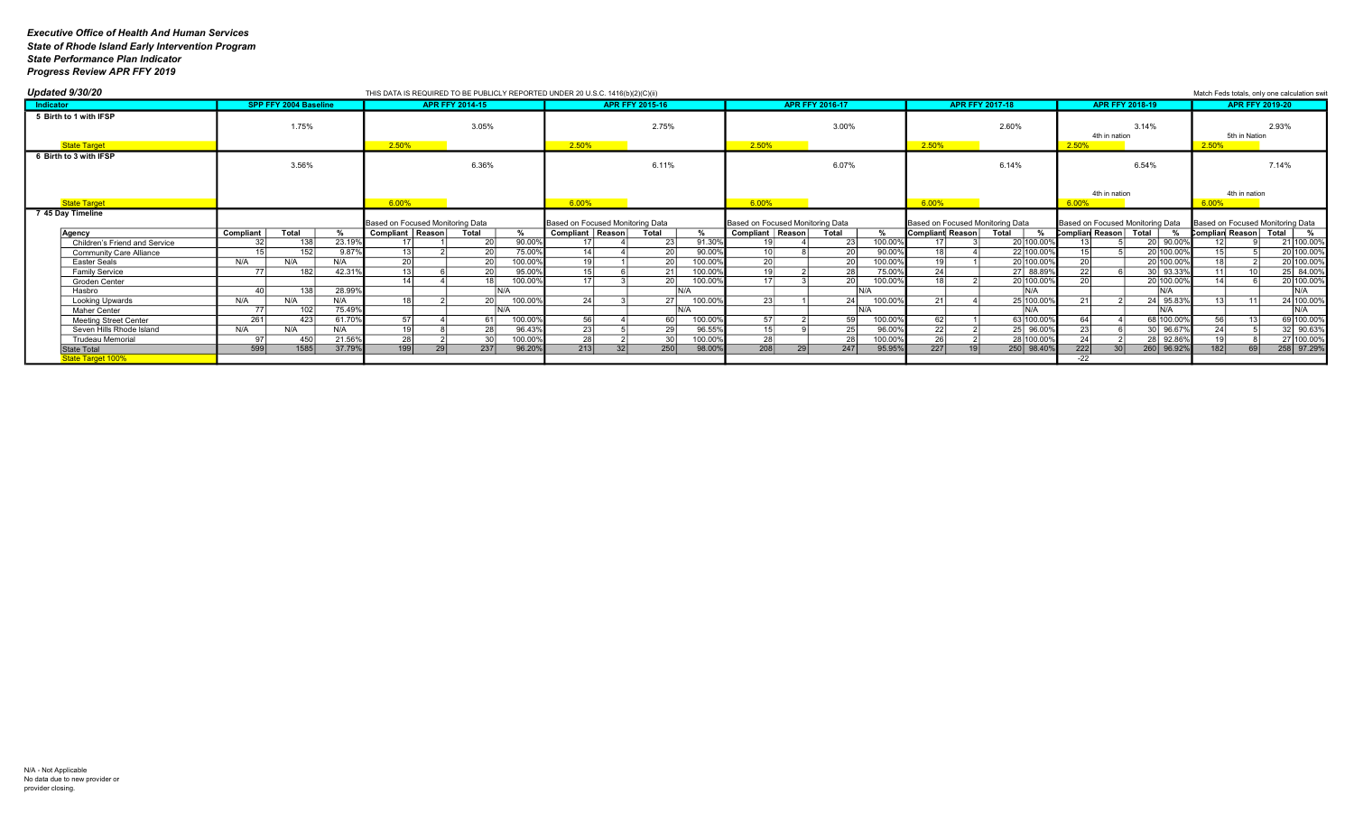*Executive Office of Health And Human Services*
*State of Rhode Island Early Intervention Program*
*State Performance Plan Indicator*
*Progress Review APR FFY 2019*

*Updated 9/30/20*

THIS DATA IS REQUIRED TO BE PUBLICLY REPORTED UNDER 20 U.S.C. 1416(b)(2)(C)(ii)

Match Feds totals, only one calculation swit

| Indicator | SPP FFY 2004 Baseline | | | APR FFY 2014-15 | | | | APR FFY 2015-16 | | | | APR FFY 2016-17 | | | | APR FFY 2017-18 | | | | APR FFY 2018-19 | | | | APR FFY 2019-20 | | | |
|---|---|---|---|---|---|---|---|---|---|---|---|---|---|---|---|---|---|---|---|---|---|---|---|---|---|---|---|
| 5 Birth to 1 with IFSP | | 1.75% | | | | 3.05% | | | | 2.75% | | | | 3.00% | | | | 2.60% | | | 4th in nation | 3.14% | | | 5th in Nation | 2.93% | |
| State Target | | | | 2.50% | | | | 2.50% | | | | 2.50% | | | | 2.50% | | | | 2.50% | | | | 2.50% | | | |
| 6 Birth to 3 with IFSP | | 3.56% | | | | 6.36% | | | | 6.11% | | | | 6.07% | | | | 6.14% | | | | 6.54% | | | | 7.14% | |
| State Target | | | | 6.00% | | | | 6.00% | | | | 6.00% | | | | 6.00% | | | | 6.00% | 4th in nation | | | 6.00% | 4th in nation | | |
| 7 45 Day Timeline | | | | Based on Focused Monitoring Data | | | | Based on Focused Monitoring Data | | | | Based on Focused Monitoring Data | | | | Based on Focused Monitoring Data | | | | Based on Focused Monitoring Data | | | | Based on Focused Monitoring Data | | | |
| Agency | Compliant | Total | % | Compliant | Reason | Total | % | Compliant | Reason | Total | % | Compliant | Reason | Total | % | Compliant | Reason | Total | % | Compliant | Reason | Total | % | Compliant | Reason | Total | % |
| Children's Friend and Service | 32 | 138 | 23.19% | 17 | 1 | 20 | 90.00% | 17 | 4 | 23 | 91.30% | 19 | 4 | 23 | 100.00% | 17 | 3 | 20 | 100.00% | 13 | 5 | 20 | 90.00% | 12 | 9 | 21 | 100.00% |
| Community Care Alliance | 15 | 152 | 9.87% | 13 | 2 | 20 | 75.00% | 14 | 4 | 20 | 90.00% | 10 | 8 | 20 | 90.00% | 18 | 4 | 22 | 100.00% | 15 | 5 | 20 | 100.00% | 15 | 5 | 20 | 100.00% |
| Easter Seals | N/A | N/A | N/A | 20 | | 20 | 100.00% | 19 | 1 | 20 | 100.00% | 20 | | 20 | 100.00% | 19 | 1 | 20 | 100.00% | 20 | | 20 | 100.00% | 18 | 2 | 20 | 100.00% |
| Family Service | 77 | 182 | 42.31% | 13 | 6 | 20 | 95.00% | 15 | 6 | 21 | 100.00% | 19 | 2 | 28 | 75.00% | 24 | | 27 | 88.89% | 22 | 6 | 30 | 93.33% | 11 | 10 | 25 | 84.00% |
| Groden Center | | | | 14 | 4 | 18 | 100.00% | 17 | 3 | 20 | 100.00% | 17 | 3 | 20 | 100.00% | 18 | 2 | 20 | 100.00% | 20 | | 20 | 100.00% | 14 | 6 | 20 | 100.00% |
| Hasbro | 40 | 138 | 28.99% | | | | N/A | | | | N/A | | | | N/A | | | | N/A | | | | N/A | | | | N/A |
| Looking Upwards | N/A | N/A | N/A | 18 | 2 | 20 | 100.00% | 24 | 3 | 27 | 100.00% | 23 | 1 | 24 | 100.00% | 21 | 4 | 25 | 100.00% | 21 | 2 | 24 | 95.83% | 13 | 11 | 24 | 100.00% |
| Maher Center | 77 | 102 | 75.49% | | | | N/A | | | | N/A | | | | N/A | | | | N/A | | | | N/A | | | | N/A |
| Meeting Street Center | 261 | 423 | 61.70% | 57 | 4 | 61 | 100.00% | 56 | 4 | 60 | 100.00% | 57 | 2 | 59 | 100.00% | 62 | 1 | 63 | 100.00% | 64 | 4 | 68 | 100.00% | 56 | 13 | 69 | 100.00% |
| Seven Hills Rhode Island | N/A | N/A | N/A | 19 | 8 | 28 | 96.43% | 23 | 5 | 29 | 96.55% | 15 | 9 | 25 | 96.00% | 22 | 2 | 25 | 96.00% | 23 | 6 | 30 | 96.67% | 24 | 5 | 32 | 90.63% |
| Trudeau Memorial | 97 | 450 | 21.56% | 28 | 2 | 30 | 100.00% | 28 | 2 | 30 | 100.00% | 28 | | 28 | 100.00% | 26 | 2 | 28 | 100.00% | 24 | 2 | 28 | 92.86% | 19 | 8 | 27 | 100.00% |
| State Total | 599 | 1585 | 37.79% | 199 | 29 | 237 | 96.20% | 213 | 32 | 250 | 98.00% | 208 | 29 | 247 | 95.95% | 227 | 19 | 250 | 98.40% | 222 | 30 | 260 | 96.92% | 182 | 69 | 258 | 97.29% |
| State Target 100% | | | | | | | | | | | | | | | | | | | | -22 | | | | | | | |

N/A - Not Applicable
No data due to new provider or provider closing.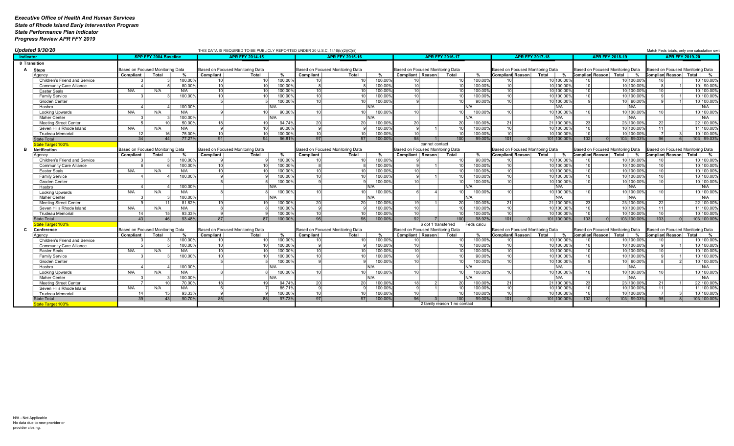***Executive Office of Health And Human Services***
***State of Rhode Island Early Intervention Program***
***State Performance Plan Indicator***
***Progress Review APR FFY 2019***

***Updated 9/30/20***

THIS DATA IS REQUIRED TO BE PUBLICLY REPORTED UNDER 20 U.S.C. 1416(b)(2)(C)(ii)

Match Feds totals, only one calculation swit

| Indicator | | SPP FFY 2004 Baseline | | | APR FFY 2014-15 | | | APR FFY 2015-16 | | | APR FFY 2016-17 | | | | APR FFY 2017-18 | | | | APR FFY 2018-19 | | | | APR FFY 2019-20 | | | |
|---|---|---|---|---|---|---|---|---|---|---|---|---|---|---|---|---|---|---|---|---|---|---|---|---|---|---|
| **8 Transition** | | | | | | | | | | | | | | | | | | | | | | | | | | |
| **A** | **Steps** | Based on Focused Monitoring Data | | | Based on Focused Monitoring Data | | | Based on Focused Monitoring Data | | | Based on Focused Monitoring Data | | | | Based on Focused Monitoring Data | | | | Based on Focused Monitoring Data | | | | Based on Focused Monitoring Data | | | |
| | Agency | **Compliant** | **Total** | **%** | **Compliant** | **Total** | **%** | **Compliant** | **Total** | **%** | **Compliant** | **Reason** | **Total** | **%** | **Compliant** | **Reason** | **Total** | **%** | **Complian** | **Reason** | **Total** | **%** | **Complian** | **Reason** | **Total** | **%** |
| | Children's Friend and Service | 3 | 3 | 100.00% | 10 | 10 | 100.00% | 10 | 10 | 100.00% | 10 | | 10 | 100.00% | 10 | | 10 | 100.00% | 10 | | 10 | 100.00% | 10 | | 10 | 100.00% |
| | Community Care Alliance | 4 | 5 | 80.00% | 10 | 10 | 100.00% | 8 | 8 | 100.00% | 10 | | 10 | 100.00% | 10 | | 10 | 100.00% | 10 | | 10 | 100.00% | 8 | 1 | 10 | 90.00% |
| | Easter Seals | N/A | N/A | N/A | 10 | 10 | 100.00% | 10 | 10 | 100.00% | 10 | | 10 | 100.00% | 10 | | 10 | 100.00% | 10 | | 10 | 100.00% | 10 | | 10 | 100.00% |
| | Family Service | 3 | 3 | 100.00% | 10 | 10 | 100.00% | 10 | 10 | 100.00% | 10 | | 10 | 100.00% | 10 | | 10 | 100.00% | 10 | | 10 | 100.00% | 9 | 1 | 10 | 100.00% |
| | Groden Center | | | | 5 | 5 | 100.00% | 10 | 10 | 100.00% | 9 | | 10 | 90.00% | 10 | | 10 | 100.00% | 9 | | 10 | 90.00% | 9 | 1 | 10 | 100.00% |
| | Hasbro | 4 | 4 | 100.00% | | | N/A | | | N/A | | | | N/A | | | | N/A | | | | N/A | | | | N/A |
| | Looking Upwards | N/A | N/A | N/A | 9 | 10 | 90.00% | 10 | 10 | 100.00% | 10 | | 10 | 100.00% | 10 | | 10 | 100.00% | 10 | | 10 | 100.00% | 10 | | 10 | 100.00% |
| | Maher Center | 3 | 3 | 100.00% | | | N/A | | | N/A | | | | N/A | | | | N/A | | | | N/A | | | | N/A |
| | Meeting Street Center | 5 | 10 | 50.00% | 18 | 19 | 94.74% | 20 | 20 | 100.00% | 20 | | 20 | 100.00% | 21 | | 21 | 100.00% | 23 | | 23 | 100.00% | 22 | | 22 | 100.00% |
| | Seven Hills Rhode Island | N/A | N/A | N/A | 9 | 10 | 90.00% | 9 | 9 | 100.00% | 9 | 1 | 10 | 100.00% | 10 | | 10 | 100.00% | 10 | | 10 | 100.00% | 11 | | 11 | 100.00% |
| | Trudeau Memorial | 12 | 16 | 75.00% | 10 | 10 | 100.00% | 10 | 10 | 100.00% | 10 | | 10 | 100.00% | 10 | | 10 | 100.00% | 10 | | 10 | 100.00% | 7 | 3 | 10 | 100.00% |
| | State Total | 34 | 44 | 77.27% | 91 | 94 | 96.81% | 97 | 97 | 100.00% | 98 | 1 | 100 | 99.00% | 101 | 0 | 101 | 100.00% | 102 | 0 | 103 | 99.03% | 96 | 6 | 103 | 99.03% |
| | State Target 100% | | | | | | | | | | cannot contact | | | | | | | | | | | | | | | |
| **B** | **Notification** | Based on Focused Monitoring Data | | | Based on Focused Monitoring Data | | | Based on Focused Monitoring Data | | | Based on Focused Monitoring Data | | | | Based on Focused Monitoring Data | | | | Based on Focused Monitoring Data | | | | Based on Focused Monitoring Data | | | |
| | Agency | **Compliant** | **Total** | **%** | **Compliant** | **Total** | **%** | **Compliant** | **Total** | **%** | **Compliant** | **Reason** | **Total** | **%** | **Compliant** | **Reason** | **Total** | **%** | **Complian** | **Reason** | **Total** | **%** | **Complian** | **Reason** | **Total** | **%** |
| | Children's Friend and Service | 3 | 3 | 100.00% | 9 | 9 | 100.00% | 10 | 10 | 100.00% | 9 | | 10 | 90.00% | 10 | | 10 | 100.00% | 10 | | 10 | 100.00% | 10 | | 10 | 100.00% |
| | Community Care Alliance | 6 | 6 | 100.00% | 10 | 10 | 100.00% | 8 | 8 | 100.00% | 9 | 1 | 10 | 100.00% | 10 | | 10 | 100.00% | 10 | | 10 | 100.00% | 10 | | 10 | 100.00% |
| | Easter Seals | N/A | N/A | N/A | 10 | 10 | 100.00% | 10 | 10 | 100.00% | 10 | | 10 | 100.00% | 10 | | 10 | 100.00% | 10 | | 10 | 100.00% | 10 | | 10 | 100.00% |
| | Family Service | 4 | 4 | 100.00% | 9 | 9 | 100.00% | 10 | 10 | 100.00% | 9 | 1 | 10 | 100.00% | 10 | | 10 | 100.00% | 10 | | 10 | 100.00% | 10 | | 10 | 100.00% |
| | Groden Center | | | | 5 | 5 | 100.00% | 9 | 9 | 100.00% | 10 | | 10 | 100.00% | 10 | | 10 | 100.00% | 10 | | 10 | 100.00% | 10 | | 10 | 100.00% |
| | Hasbro | 4 | 4 | 100.00% | | | N/A | | | N/A | | | | N/A | | | | N/A | | | | N/A | | | | N/A |
| | Looking Upwards | N/A | N/A | N/A | 8 | 8 | 100.00% | 10 | 10 | 100.00% | 6 | 4 | 10 | 100.00% | 10 | | 10 | 100.00% | 10 | | 10 | 100.00% | 10 | | 10 | 100.00% |
| | Maher Center | 3 | 3 | 100.00% | | | N/A | | | N/A | | | | N/A | | | | N/A | | | | N/A | | | | N/A |
| | Meeting Street Center | 9 | 11 | 81.82% | 19 | 19 | 100.00% | 20 | 20 | 100.00% | 19 | 1 | 20 | 100.00% | 21 | | 21 | 100.00% | 23 | | 23 | 100.00% | 22 | | 22 | 100.00% |
| | Seven Hills Rhode Island | N/A | N/A | N/A | 8 | 8 | 100.00% | 9 | 9 | 100.00% | 10 | | 10 | 100.00% | 10 | | 10 | 100.00% | 10 | | 10 | 100.00% | 11 | | 11 | 100.00% |
| | Trudeau Memorial | 14 | 15 | 93.33% | 9 | 9 | 100.00% | 10 | 10 | 100.00% | 10 | | 10 | 100.00% | 10 | | 10 | 100.00% | 10 | | 10 | 100.00% | 10 | | 10 | 100.00% |
| | State Total | 43 | 46 | 93.48% | 87 | 87 | 100.00% | 96 | 96 | 100.00% | 92 | 7 | 100 | 98.92% | 101 | 0 | 101 | 100.00% | 103 | 0 | 103 | 100.00% | 103 | 0 | 103 | 100.00% |
| | State Target 100% | | | | | | | | | | 6 opt 1 transferred | | | Feds calcu | | | | | | | | | | | | |
| **C** | **Conference** | Based on Focused Monitoring Data | | | Based on Focused Monitoring Data | | | Based on Focused Monitoring Data | | | Based on Focused Monitoring Data | | | | Based on Focused Monitoring Data | | | | Based on Focused Monitoring Data | | | | Based on Focused Monitoring Data | | | |
| | Agency | **Compliant** | **Total** | **%** | **Compliant** | **Total** | **%** | **Compliant** | **Total** | **%** | **Compliant** | **Reason** | **Total** | **%** | **Compliant** | **Reason** | **Total** | **%** | **Complian** | **Reason** | **Total** | **%** | **Complian** | **Reason** | **Total** | **%** |
| | Children's Friend and Service | 3 | 3 | 100.00% | 10 | 10 | 100.00% | 10 | 10 | 100.00% | 10 | | 10 | 100.00% | 10 | | 10 | 100.00% | 10 | | 10 | 100.00% | 10 | | 10 | 100.00% |
| | Community Care Alliance | 5 | 5 | 100.00% | 10 | 10 | 100.00% | 9 | 9 | 100.00% | 10 | | 10 | 100.00% | 10 | | 10 | 100.00% | 10 | | 10 | 100.00% | 9 | 1 | 10 | 100.00% |
| | Easter Seals | N/A | N/A | N/A | 10 | 10 | 100.00% | 10 | 10 | 100.00% | 10 | | 10 | 100.00% | 10 | | 10 | 100.00% | 10 | | 10 | 100.00% | 10 | | 10 | 100.00% |
| | Family Service | 3 | 3 | 100.00% | 10 | 10 | 100.00% | 10 | 10 | 100.00% | 9 | | 10 | 90.00% | 10 | | 10 | 100.00% | 10 | | 10 | 100.00% | 9 | 1 | 10 | 100.00% |
| | Groden Center | | | | 5 | 5 | 100.00% | 9 | 9 | 100.00% | 10 | | 10 | 100.00% | 10 | | 10 | 100.00% | 9 | | 10 | 90.00% | 8 | 2 | 10 | 100.00% |
| | Hasbro | 4 | 4 | 100.00% | | | N/A | | | N/A | | | | N/A | | | | N/A | | | | N/A | | | | N/A |
| | Looking Upwards | N/A | N/A | N/A | 8 | 8 | 100.00% | 10 | 10 | 100.00% | 10 | | 10 | 100.00% | 10 | | 10 | 100.00% | 10 | | 10 | 100.00% | 10 | | 10 | 100.00% |
| | Maher Center | 3 | 3 | 100.00% | | | N/A | | | N/A | | | | N/A | | | | N/A | | | | N/A | | | | N/A |
| | Meeting Street Center | 7 | 10 | 70.00% | 18 | 19 | 94.74% | 20 | 20 | 100.00% | 18 | 2 | 20 | 100.00% | 21 | | 21 | 100.00% | 23 | | 23 | 100.00% | 21 | 1 | 22 | 100.00% |
| | Seven Hills Rhode Island | N/A | N/A | N/A | 6 | 7 | 85.71% | 9 | 9 | 100.00% | 9 | 1 | 10 | 100.00% | 10 | | 10 | 100.00% | 10 | | 10 | 100.00% | 11 | | 11 | 100.00% |
| | Trudeau Memorial | 14 | 15 | 93.33% | 9 | 9 | 100.00% | 10 | 10 | 100.00% | 10 | | 10 | 100.00% | 10 | | 10 | 100.00% | 10 | | 10 | 100.00% | 7 | 3 | 10 | 100.00% |
| | State Total | 39 | 43 | 90.70% | 86 | 88 | 97.73% | 97 | 97 | 100.00% | 96 | 3 | 100 | 99.00% | 101 | 0 | 101 | 100.00% | 102 | 0 | 103 | 99.03% | 95 | 8 | 103 | 100.00% |
| | State Target 100% | | | | | | | | | | 2 family reason 1 no contact | | | | | | | | | | | | | | | |

N/A - Not Applicable
No data due to new provider or provider closing.